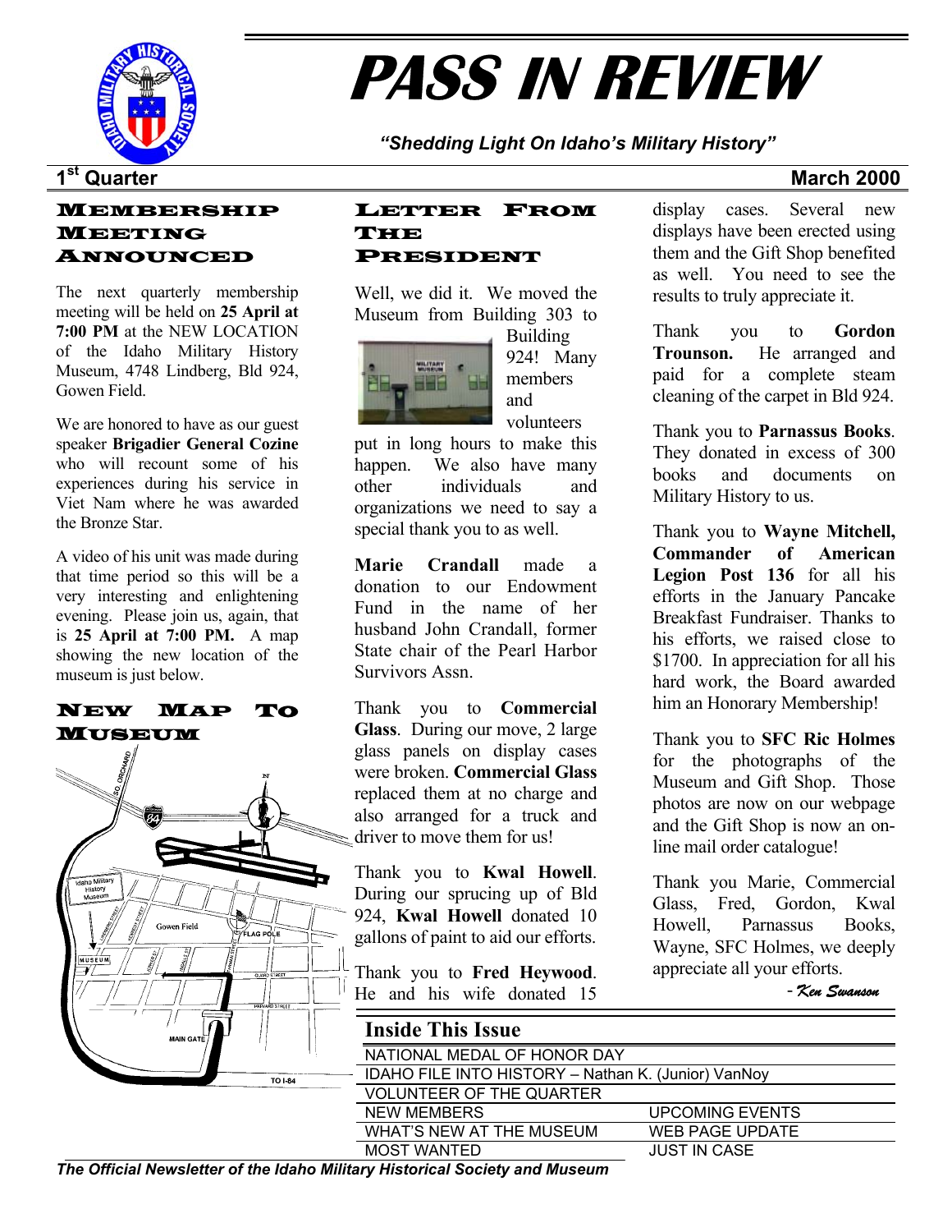# PASS IN REVIEW

*"Shedding Light On Idaho's Military History"*

**1st Quarter** **March 2000**

## Membership Meeting Announced

The next quarterly membership meeting will be held on **25 April at 7:00 PM** at the NEW LOCATION of the Idaho Military History Museum, 4748 Lindberg, Bld 924, Gowen Field.

We are honored to have as our guest speaker **Brigadier General Cozine** who will recount some of his experiences during his service in Viet Nam where he was awarded the Bronze Star.

A video of his unit was made during that time period so this will be a very interesting and enlightening evening. Please join us, again, that is **25 April at 7:00 PM.** A map showing the new location of the museum is just below.

## New Map To Museum

## Letter From The President

Well, we did it. We moved the Museum from Building 303 to Building 924! Many members and volunteers put in long hours to make this happen. We also have many other individuals and organizations we need to say a special thank you to as well.

**Marie Crandall** made a donation to our Endowment Fund in the name of her husband John Crandall, former State chair of the Pearl Harbor Survivors Assn.

Thank you to **Commercial Glass**. During our move, 2 large glass panels on display cases were broken. **Commercial Glass** replaced them at no charge and also arranged for a truck and driver to move them for us!

Thank you to **Kwal Howell**. During our sprucing up of Bld 924, **Kwal Howell** donated 10 gallons of paint to aid our efforts.

Thank you to **Fred Heywood**. He and his wife donated 15 display cases. Several new displays have been erected using them and the Gift Shop benefited as well. You need to see the results to truly appreciate it.

Thank you to **Gordon Trounson.** He arranged and paid for a complete steam cleaning of the carpet in Bld 924.

Thank you to **Parnassus Books**. They donated in excess of 300 books and documents on Military History to us.

Thank you to **Wayne Mitchell, Commander of American Legion Post 136** for all his efforts in the January Pancake Breakfast Fundraiser. Thanks to his efforts, we raised close to $1700. In appreciation for all his hard work, the Board awarded him an Honorary Membership!

Thank you to **SFC Ric Holmes** for the photographs of the Museum and Gift Shop. Those photos are now on our webpage and the Gift Shop is now an on-line mail order catalogue!

Thank you Marie, Commercial Glass, Fred, Gordon, Kwal Howell, Parnassus Books, Wayne, SFC Holmes, we deeply appreciate all your efforts.

*- Ken Swanson*

## Inside This Issue

| | |
|---|---|
| NATIONAL MEDAL OF HONOR DAY | |
| IDAHO FILE INTO HISTORY – Nathan K. (Junior) VanNoy | |
| VOLUNTEER OF THE QUARTER | |
| NEW MEMBERS | UPCOMING EVENTS |
| WHAT'S NEW AT THE MUSEUM | WEB PAGE UPDATE |
| MOST WANTED | JUST IN CASE |

*The Official Newsletter of the Idaho Military Historical Society and Museum*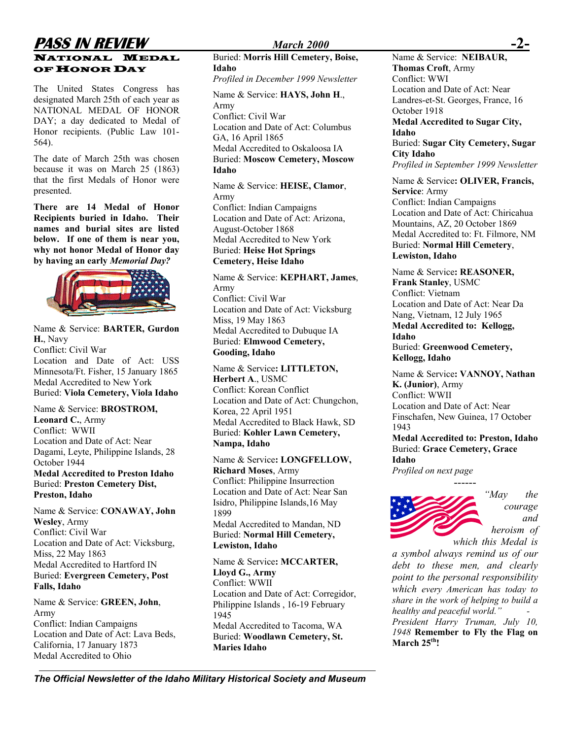## NATIONAL MEDAL OF HONOR DAY

The United States Congress has designated March 25th of each year as NATIONAL MEDAL OF HONOR DAY; a day dedicated to Medal of Honor recipients. (Public Law 101-564).

The date of March 25th was chosen because it was on March 25 (1863) that the first Medals of Honor were presented.

**There are 14 Medal of Honor Recipients buried in Idaho. Their names and burial sites are listed below. If one of them is near you, why not honor Medal of Honor day by having an early *Memorial Day?***

Name & Service: **BARTER, Gurdon H.**, Navy
Conflict: Civil War
Location and Date of Act: USS Minnesota/Ft. Fisher, 15 January 1865
Medal Accredited to New York
Buried: **Viola Cemetery, Viola Idaho**

Name & Service: **BROSTROM, Leonard C.**, Army
Conflict: WWII
Location and Date of Act: Near Dagami, Leyte, Philippine Islands, 28 October 1944
**Medal Accredited to Preston Idaho**
Buried: **Preston Cemetery Dist, Preston, Idaho**

Name & Service: **CONAWAY, John Wesley**, Army
Conflict: Civil War
Location and Date of Act: Vicksburg, Miss, 22 May 1863
Medal Accredited to Hartford IN
Buried: **Evergreen Cemetery, Post Falls, Idaho**

Name & Service: **GREEN, John**, Army
Conflict: Indian Campaigns
Location and Date of Act: Lava Beds, California, 17 January 1873
Medal Accredited to Ohio
Buried: **Morris Hill Cemetery, Boise, Idaho**
*Profiled in December 1999 Newsletter*

Name & Service: **HAYS, John H.**, Army
Conflict: Civil War
Location and Date of Act: Columbus GA, 16 April 1865
Medal Accredited to Oskaloosa IA
Buried: **Moscow Cemetery, Moscow Idaho**

Name & Service: **HEISE, Clamor**, Army
Conflict: Indian Campaigns
Location and Date of Act: Arizona, August-October 1868
Medal Accredited to New York
Buried: **Heise Hot Springs Cemetery, Heise Idaho**

Name & Service: **KEPHART, James**, Army
Conflict: Civil War
Location and Date of Act: Vicksburg Miss, 19 May 1863
Medal Accredited to Dubuque IA
Buried: **Elmwood Cemetery, Gooding, Idaho**

Name & Service**: LITTLETON, Herbert A.**, USMC
Conflict: Korean Conflict
Location and Date of Act: Chungchon, Korea, 22 April 1951
Medal Accredited to Black Hawk, SD
Buried: **Kohler Lawn Cemetery, Nampa, Idaho**

Name & Service**: LONGFELLOW, Richard Moses**, Army
Conflict: Philippine Insurrection
Location and Date of Act: Near San Isidro, Philippine Islands,16 May 1899
Medal Accredited to Mandan, ND
Buried: **Normal Hill Cemetery, Lewiston, Idaho**

Name & Service**: MCCARTER, Lloyd G., Army**
Conflict: WWII
Location and Date of Act: Corregidor, Philippine Islands , 16-19 February 1945
Medal Accredited to Tacoma, WA
Buried: **Woodlawn Cemetery, St. Maries Idaho**

Name & Service: **NEIBAUR, Thomas Croft**, Army
Conflict: WWI
Location and Date of Act: Near Landres-et-St. Georges, France, 16 October 1918
**Medal Accredited to Sugar City, Idaho**
Buried: **Sugar City Cemetery, Sugar City Idaho**
*Profiled in September 1999 Newsletter*

Name & Service**: OLIVER, Francis, Service**: Army
Conflict: Indian Campaigns
Location and Date of Act: Chiricahua Mountains, AZ, 20 October 1869
Medal Accredited to: Ft. Filmore, NM
Buried: **Normal Hill Cemetery**, **Lewiston, Idaho**

Name & Service**: REASONER, Frank Stanley**, USMC
Conflict: Vietnam
Location and Date of Act: Near Da Nang, Vietnam, 12 July 1965
**Medal Accredited to: Kellogg, Idaho**
Buried: **Greenwood Cemetery, Kellogg, Idaho**

Name & Service**: VANNOY, Nathan K. (Junior)**, Army
Conflict: WWII
Location and Date of Act: Near Finschafen, New Guinea, 17 October 1943
**Medal Accredited to: Preston, Idaho**
Buried: **Grace Cemetery, Grace Idaho**
*Profiled on next page*

------

*"May the courage and heroism of which this Medal is a symbol always remind us of our debt to these men, and clearly point to the personal responsibility which every American has today to share in the work of helping to build a healthy and peaceful world." - President Harry Truman, July 10, 1948* **Remember to Fly the Flag on March 25th!**

*The Official Newsletter of the Idaho Military Historical Society and Museum*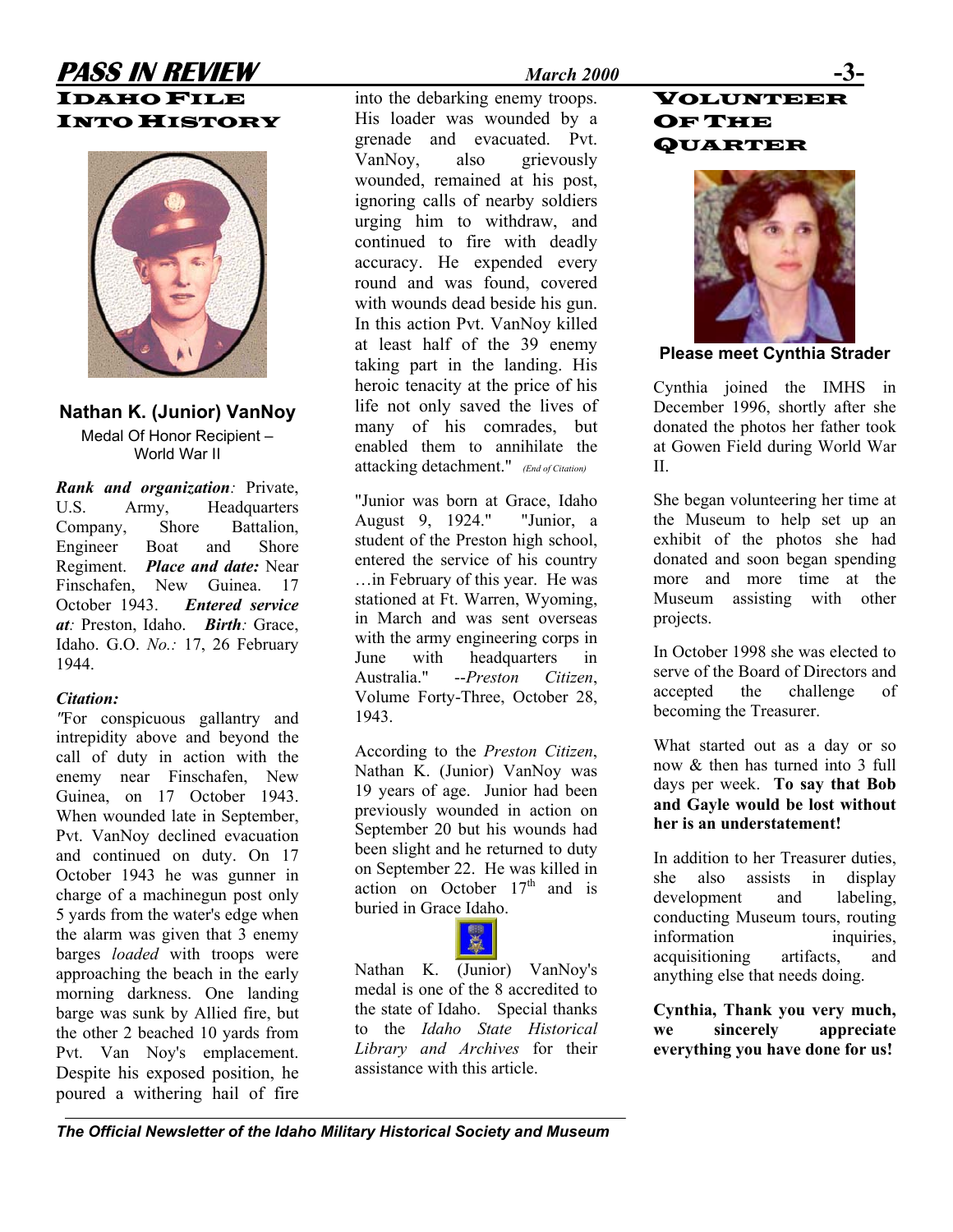## Idaho File Into History

**Nathan K. (Junior) VanNoy**

Medal Of Honor Recipient – World War II

***Rank and organization****:* Private, U.S. Army, Headquarters Company, Shore Battalion, Engineer Boat and Shore Regiment. ***Place and date:*** Near Finschafen, New Guinea. 17 October 1943. ***Entered service at****:* Preston, Idaho. ***Birth****:* Grace, Idaho. G.O. *No.:* 17, 26 February 1944.

***Citation:***

"For conspicuous gallantry and intrepidity above and beyond the call of duty in action with the enemy near Finschafen, New Guinea, on 17 October 1943. When wounded late in September, Pvt. VanNoy declined evacuation and continued on duty. On 17 October 1943 he was gunner in charge of a machinegun post only 5 yards from the water's edge when the alarm was given that 3 enemy barges *loaded* with troops were approaching the beach in the early morning darkness. One landing barge was sunk by Allied fire, but the other 2 beached 10 yards from Pvt. Van Noy's emplacement. Despite his exposed position, he poured a withering hail of fire into the debarking enemy troops. His loader was wounded by a grenade and evacuated. Pvt. VanNoy, also grievously wounded, remained at his post, ignoring calls of nearby soldiers urging him to withdraw, and continued to fire with deadly accuracy. He expended every round and was found, covered with wounds dead beside his gun. In this action Pvt. VanNoy killed at least half of the 39 enemy taking part in the landing. His heroic tenacity at the price of his life not only saved the lives of many of his comrades, but enabled them to annihilate the attacking detachment." *(End of Citation)*

"Junior was born at Grace, Idaho August 9, 1924." "Junior, a student of the Preston high school, entered the service of his country …in February of this year. He was stationed at Ft. Warren, Wyoming, in March and was sent overseas with the army engineering corps in June with headquarters in Australia." --*Preston Citizen*, Volume Forty-Three, October 28, 1943.

According to the *Preston Citizen*, Nathan K. (Junior) VanNoy was 19 years of age. Junior had been previously wounded in action on September 20 but his wounds had been slight and he returned to duty on September 22. He was killed in action on October 17th and is buried in Grace Idaho.

Nathan K. (Junior) VanNoy's medal is one of the 8 accredited to the state of Idaho. Special thanks to the *Idaho State Historical Library and Archives* for their assistance with this article.

## Volunteer Of The Quarter

**Please meet Cynthia Strader**

Cynthia joined the IMHS in December 1996, shortly after she donated the photos her father took at Gowen Field during World War II.

She began volunteering her time at the Museum to help set up an exhibit of the photos she had donated and soon began spending more and more time at the Museum assisting with other projects.

In October 1998 she was elected to serve of the Board of Directors and accepted the challenge of becoming the Treasurer.

What started out as a day or so now & then has turned into 3 full days per week. **To say that Bob and Gayle would be lost without her is an understatement!**

In addition to her Treasurer duties, she also assists in display development and labeling, conducting Museum tours, routing information inquiries, acquisitioning artifacts, and anything else that needs doing.

**Cynthia, Thank you very much, we sincerely appreciate everything you have done for us!**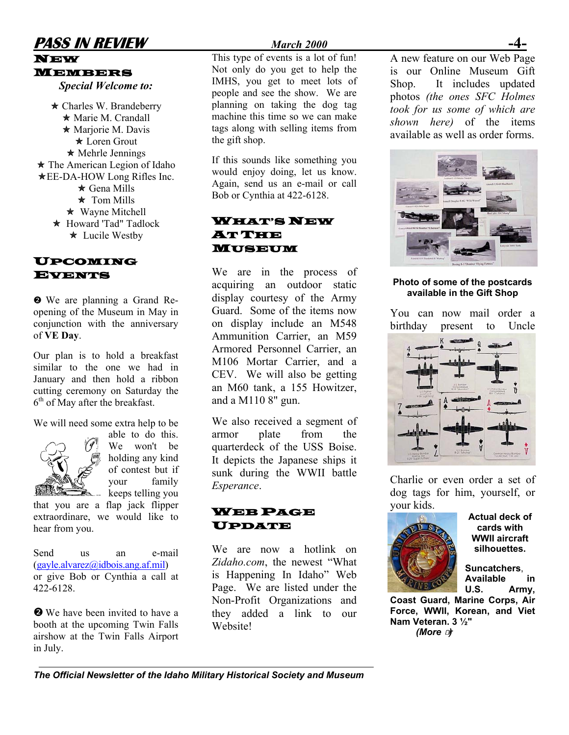## New Members

*Special Welcome to:*

- Charles W. Brandeberry
- Marie M. Crandall
- Marjorie M. Davis
- Loren Grout
- Mehrle Jennings
- The American Legion of Idaho
- EE-DA-HOW Long Rifles Inc.
- Gena Mills
- Tom Mills
- Wayne Mitchell
- Howard 'Tad" Tadlock
- Lucile Westby

## Upcoming Events

❷ We are planning a Grand Re-opening of the Museum in May in conjunction with the anniversary of **VE Day**.

Our plan is to hold a breakfast similar to the one we had in January and then hold a ribbon cutting ceremony on Saturday the 6th of May after the breakfast.

We will need some extra help to be able to do this. We won't be holding any kind of contest but if your family keeps telling you that you are a flap jack flipper extraordinare, we would like to hear from you.

Send us an e-mail (gayle.alvarez@idbois.ang.af.mil) or give Bob or Cynthia a call at 422-6128.

❷ We have been invited to have a booth at the upcoming Twin Falls airshow at the Twin Falls Airport in July.

This type of events is a lot of fun! Not only do you get to help the IMHS, you get to meet lots of people and see the show. We are planning on taking the dog tag machine this time so we can make tags along with selling items from the gift shop.

If this sounds like something you would enjoy doing, let us know. Again, send us an e-mail or call Bob or Cynthia at 422-6128.

## What's New At The Museum

We are in the process of acquiring an outdoor static display courtesy of the Army Guard. Some of the items now on display include an M548 Ammunition Carrier, an M59 Armored Personnel Carrier, an M106 Mortar Carrier, and a CEV. We will also be getting an M60 tank, a 155 Howitzer, and a M110 8" gun.

We also received a segment of armor plate from the quarterdeck of the USS Boise. It depicts the Japanese ships it sunk during the WWII battle *Esperance*.

## Web Page Update

We are now a hotlink on *Zidaho.com*, the newest "What is Happening In Idaho" Web Page. We are listed under the Non-Profit Organizations and they added a link to our Website!

A new feature on our Web Page is our Online Museum Gift Shop. It includes updated photos *(the ones SFC Holmes took for us some of which are shown here)* of the items available as well as order forms.

**Photo of some of the postcards available in the Gift Shop**

You can now mail order a birthday present to Uncle Charlie or even order a set of dog tags for him, yourself, or your kids.

**Actual deck of cards with WWII aircraft silhouettes.**

**Suncatchers, Available in U.S. Army, Coast Guard, Marine Corps, Air Force, WWII, Korean, and Viet Nam Veteran. 3 ½"**

***(More ☞)***

*The Official Newsletter of the Idaho Military Historical Society and Museum*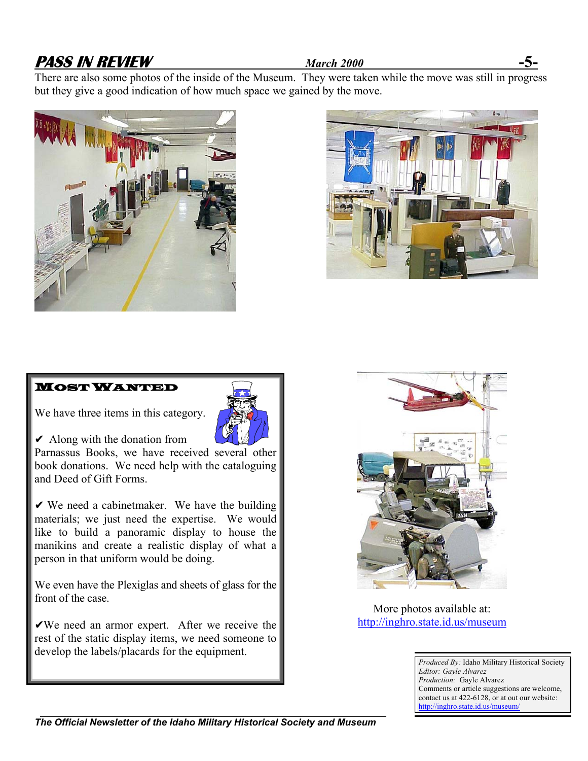There are also some photos of the inside of the Museum. They were taken while the move was still in progress but they give a good indication of how much space we gained by the move.

## Most Wanted

We have three items in this category.

✔ Along with the donation from Parnassus Books, we have received several other book donations. We need help with the cataloguing and Deed of Gift Forms.

✔ We need a cabinetmaker. We have the building materials; we just need the expertise. We would like to build a panoramic display to house the manikins and create a realistic display of what a person in that uniform would be doing.

We even have the Plexiglas and sheets of glass for the front of the case.

✔We need an armor expert. After we receive the rest of the static display items, we need someone to develop the labels/placards for the equipment.

More photos available at: http://inghro.state.id.us/museum

*Produced By:* Idaho Military Historical Society
*Editor: Gayle Alvarez*
*Production:* Gayle Alvarez
Comments or article suggestions are welcome, contact us at 422-6128, or at out our website: http://inghro.state.id.us/museum/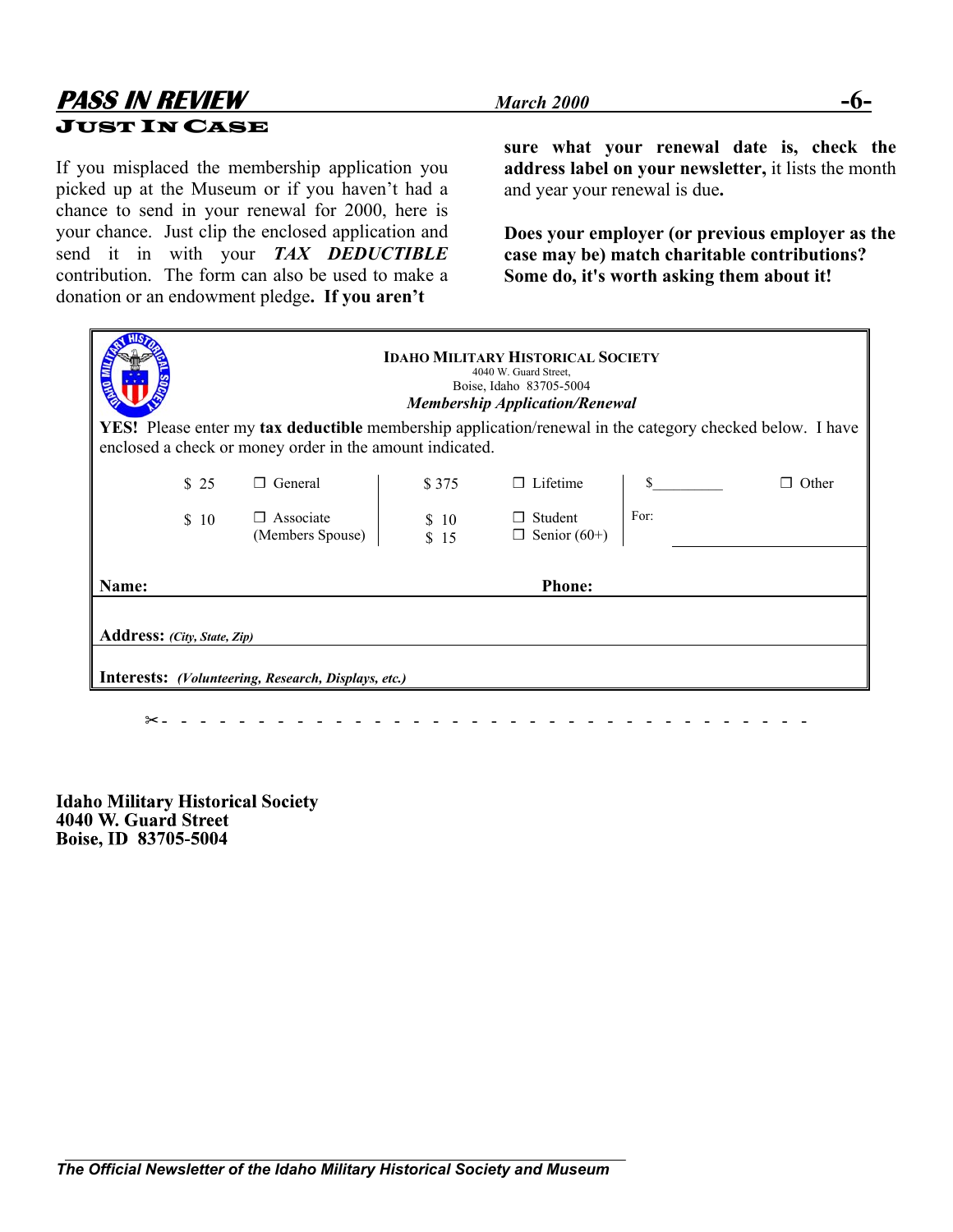## JUST IN CASE

If you misplaced the membership application you picked up at the Museum or if you haven't had a chance to send in your renewal for 2000, here is your chance. Just clip the enclosed application and send it in with your ***TAX DEDUCTIBLE*** contribution. The form can also be used to make a donation or an endowment pledge**. If you aren't sure what your renewal date is, check the address label on your newsletter,** it lists the month and year your renewal is due**.**

**Does your employer (or previous employer as the case may be) match charitable contributions? Some do, it's worth asking them about it!**

**IDAHO MILITARY HISTORICAL SOCIETY**
4040 W. Guard Street,
Boise, Idaho 83705-5004
***Membership Application/Renewal***

**YES!** Please enter my **tax deductible** membership application/renewal in the category checked below. I have enclosed a check or money order in the amount indicated.

| | | | | | |
|---|---|---|---|---|---|
| $ 25 | ☐ General | $ 375 | ☐ Lifetime | $\_\_\_\_\_\_\_\_\_ | ☐ Other |
| $ 10 | ☐ Associate (Members Spouse) | $ 10<br>$ 15 | ☐ Student<br>☐ Senior (60+) | For: | |

**Name:** **Phone:**

**Address:** ***(City, State, Zip)***

**Interests:** ***(Volunteering, Research, Displays, etc.)***

✂- - - - - - - - - - - - - - - - - - - - - - - - - - - - - - - - - - - - -

**Idaho Military Historical Society**
**4040 W. Guard Street**
**Boise, ID 83705-5004**